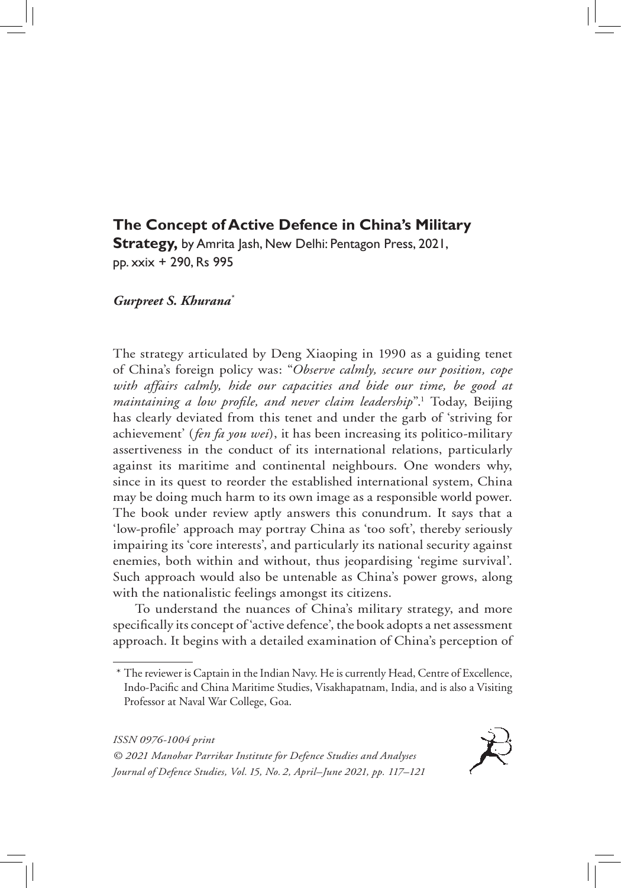## The Concept of Active Defence in China's Military Strategy,

by Amrita Jash, New Delhi: Pentagon Press, 2021, pp. xxix + 290, Rs 995

***Gurpreet S. Khurana****

The strategy articulated by Deng Xiaoping in 1990 as a guiding tenet of China's foreign policy was: "*Observe calmly, secure our position, cope with affairs calmly, hide our capacities and bide our time, be good at maintaining a low profile, and never claim leadership*".[1] Today, Beijing has clearly deviated from this tenet and under the garb of 'striving for achievement' (*fen fa you wei*), it has been increasing its politico-military assertiveness in the conduct of its international relations, particularly against its maritime and continental neighbours. One wonders why, since in its quest to reorder the established international system, China may be doing much harm to its own image as a responsible world power. The book under review aptly answers this conundrum. It says that a 'low-profile' approach may portray China as 'too soft', thereby seriously impairing its 'core interests', and particularly its national security against enemies, both within and without, thus jeopardising 'regime survival'. Such approach would also be untenable as China's power grows, along with the nationalistic feelings amongst its citizens.

To understand the nuances of China's military strategy, and more specifically its concept of 'active defence', the book adopts a net assessment approach. It begins with a detailed examination of China's perception of

---

\* The reviewer is Captain in the Indian Navy. He is currently Head, Centre of Excellence, Indo-Pacific and China Maritime Studies, Visakhapatnam, India, and is also a Visiting Professor at Naval War College, Goa.

*ISSN 0976-1004 print*
*© 2021 Manohar Parrikar Institute for Defence Studies and Analyses*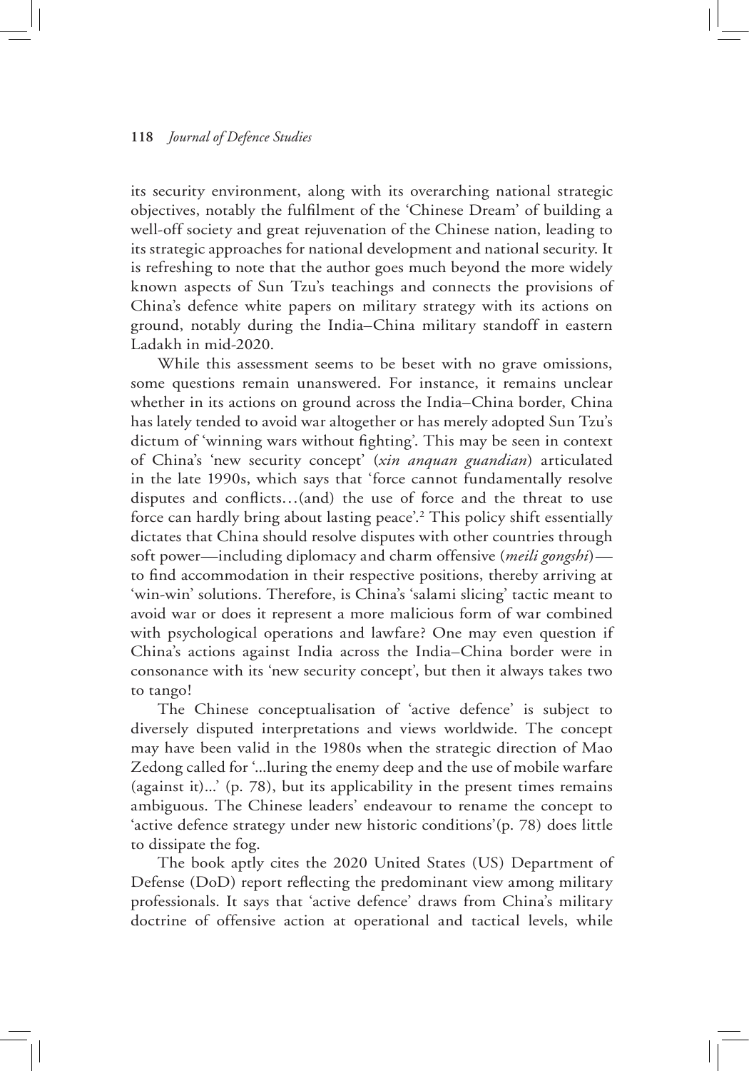its security environment, along with its overarching national strategic objectives, notably the fulfilment of the 'Chinese Dream' of building a well-off society and great rejuvenation of the Chinese nation, leading to its strategic approaches for national development and national security. It is refreshing to note that the author goes much beyond the more widely known aspects of Sun Tzu's teachings and connects the provisions of China's defence white papers on military strategy with its actions on ground, notably during the India–China military standoff in eastern Ladakh in mid-2020.

While this assessment seems to be beset with no grave omissions, some questions remain unanswered. For instance, it remains unclear whether in its actions on ground across the India–China border, China has lately tended to avoid war altogether or has merely adopted Sun Tzu's dictum of 'winning wars without fighting'. This may be seen in context of China's 'new security concept' (*xin anquan guandian*) articulated in the late 1990s, which says that 'force cannot fundamentally resolve disputes and conflicts…(and) the use of force and the threat to use force can hardly bring about lasting peace'.[2] This policy shift essentially dictates that China should resolve disputes with other countries through soft power—including diplomacy and charm offensive (*meili gongshi*)—to find accommodation in their respective positions, thereby arriving at 'win-win' solutions. Therefore, is China's 'salami slicing' tactic meant to avoid war or does it represent a more malicious form of war combined with psychological operations and lawfare? One may even question if China's actions against India across the India–China border were in consonance with its 'new security concept', but then it always takes two to tango!

The Chinese conceptualisation of 'active defence' is subject to diversely disputed interpretations and views worldwide. The concept may have been valid in the 1980s when the strategic direction of Mao Zedong called for '...luring the enemy deep and the use of mobile warfare (against it)...' (p. 78), but its applicability in the present times remains ambiguous. The Chinese leaders' endeavour to rename the concept to 'active defence strategy under new historic conditions'(p. 78) does little to dissipate the fog.

The book aptly cites the 2020 United States (US) Department of Defense (DoD) report reflecting the predominant view among military professionals. It says that 'active defence' draws from China's military doctrine of offensive action at operational and tactical levels, while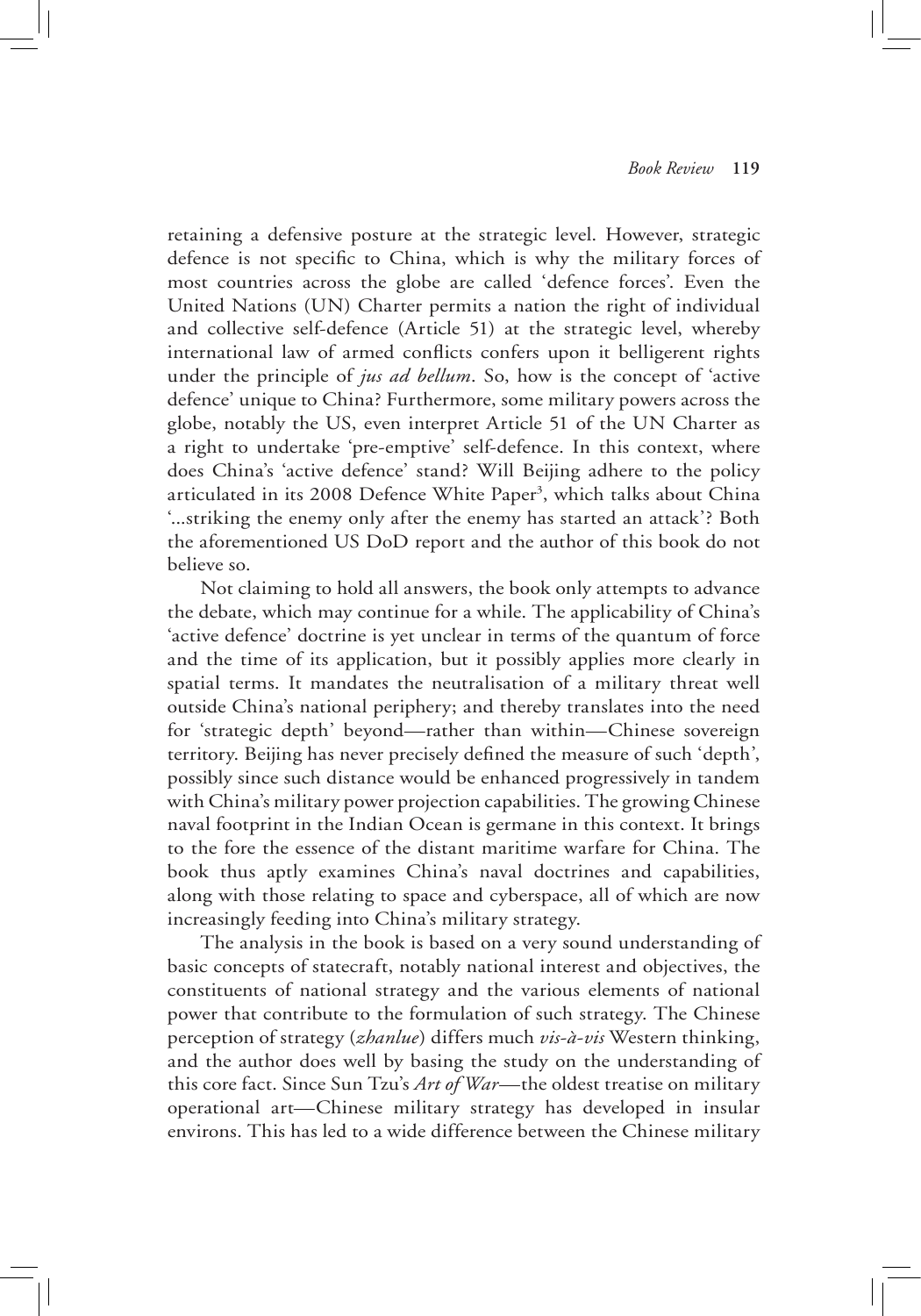retaining a defensive posture at the strategic level. However, strategic defence is not specific to China, which is why the military forces of most countries across the globe are called 'defence forces'. Even the United Nations (UN) Charter permits a nation the right of individual and collective self-defence (Article 51) at the strategic level, whereby international law of armed conflicts confers upon it belligerent rights under the principle of *jus ad bellum*. So, how is the concept of 'active defence' unique to China? Furthermore, some military powers across the globe, notably the US, even interpret Article 51 of the UN Charter as a right to undertake 'pre-emptive' self-defence. In this context, where does China's 'active defence' stand? Will Beijing adhere to the policy articulated in its 2008 Defence White Paper[3], which talks about China '...striking the enemy only after the enemy has started an attack'? Both the aforementioned US DoD report and the author of this book do not believe so.

Not claiming to hold all answers, the book only attempts to advance the debate, which may continue for a while. The applicability of China's 'active defence' doctrine is yet unclear in terms of the quantum of force and the time of its application, but it possibly applies more clearly in spatial terms. It mandates the neutralisation of a military threat well outside China's national periphery; and thereby translates into the need for 'strategic depth' beyond—rather than within—Chinese sovereign territory. Beijing has never precisely defined the measure of such 'depth', possibly since such distance would be enhanced progressively in tandem with China's military power projection capabilities. The growing Chinese naval footprint in the Indian Ocean is germane in this context. It brings to the fore the essence of the distant maritime warfare for China. The book thus aptly examines China's naval doctrines and capabilities, along with those relating to space and cyberspace, all of which are now increasingly feeding into China's military strategy.

The analysis in the book is based on a very sound understanding of basic concepts of statecraft, notably national interest and objectives, the constituents of national strategy and the various elements of national power that contribute to the formulation of such strategy. The Chinese perception of strategy (*zhanlue*) differs much *vis-à-vis* Western thinking, and the author does well by basing the study on the understanding of this core fact. Since Sun Tzu's *Art of War*—the oldest treatise on military operational art—Chinese military strategy has developed in insular environs. This has led to a wide difference between the Chinese military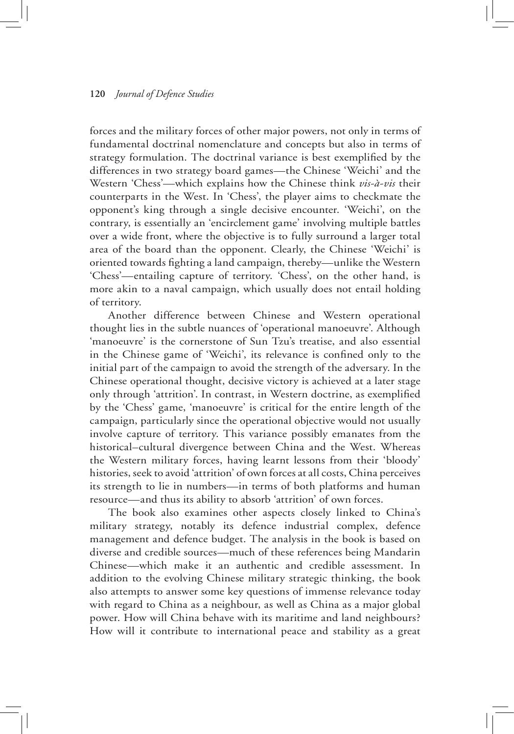forces and the military forces of other major powers, not only in terms of fundamental doctrinal nomenclature and concepts but also in terms of strategy formulation. The doctrinal variance is best exemplified by the differences in two strategy board games—the Chinese 'Weichi' and the Western 'Chess'—which explains how the Chinese think *vis-à-vis* their counterparts in the West. In 'Chess', the player aims to checkmate the opponent's king through a single decisive encounter. 'Weichi', on the contrary, is essentially an 'encirclement game' involving multiple battles over a wide front, where the objective is to fully surround a larger total area of the board than the opponent. Clearly, the Chinese 'Weichi' is oriented towards fighting a land campaign, thereby—unlike the Western 'Chess'—entailing capture of territory. 'Chess', on the other hand, is more akin to a naval campaign, which usually does not entail holding of territory.

Another difference between Chinese and Western operational thought lies in the subtle nuances of 'operational manoeuvre'. Although 'manoeuvre' is the cornerstone of Sun Tzu's treatise, and also essential in the Chinese game of 'Weichi', its relevance is confined only to the initial part of the campaign to avoid the strength of the adversary. In the Chinese operational thought, decisive victory is achieved at a later stage only through 'attrition'. In contrast, in Western doctrine, as exemplified by the 'Chess' game, 'manoeuvre' is critical for the entire length of the campaign, particularly since the operational objective would not usually involve capture of territory. This variance possibly emanates from the historical–cultural divergence between China and the West. Whereas the Western military forces, having learnt lessons from their 'bloody' histories, seek to avoid 'attrition' of own forces at all costs, China perceives its strength to lie in numbers—in terms of both platforms and human resource—and thus its ability to absorb 'attrition' of own forces.

The book also examines other aspects closely linked to China's military strategy, notably its defence industrial complex, defence management and defence budget. The analysis in the book is based on diverse and credible sources—much of these references being Mandarin Chinese—which make it an authentic and credible assessment. In addition to the evolving Chinese military strategic thinking, the book also attempts to answer some key questions of immense relevance today with regard to China as a neighbour, as well as China as a major global power. How will China behave with its maritime and land neighbours? How will it contribute to international peace and stability as a great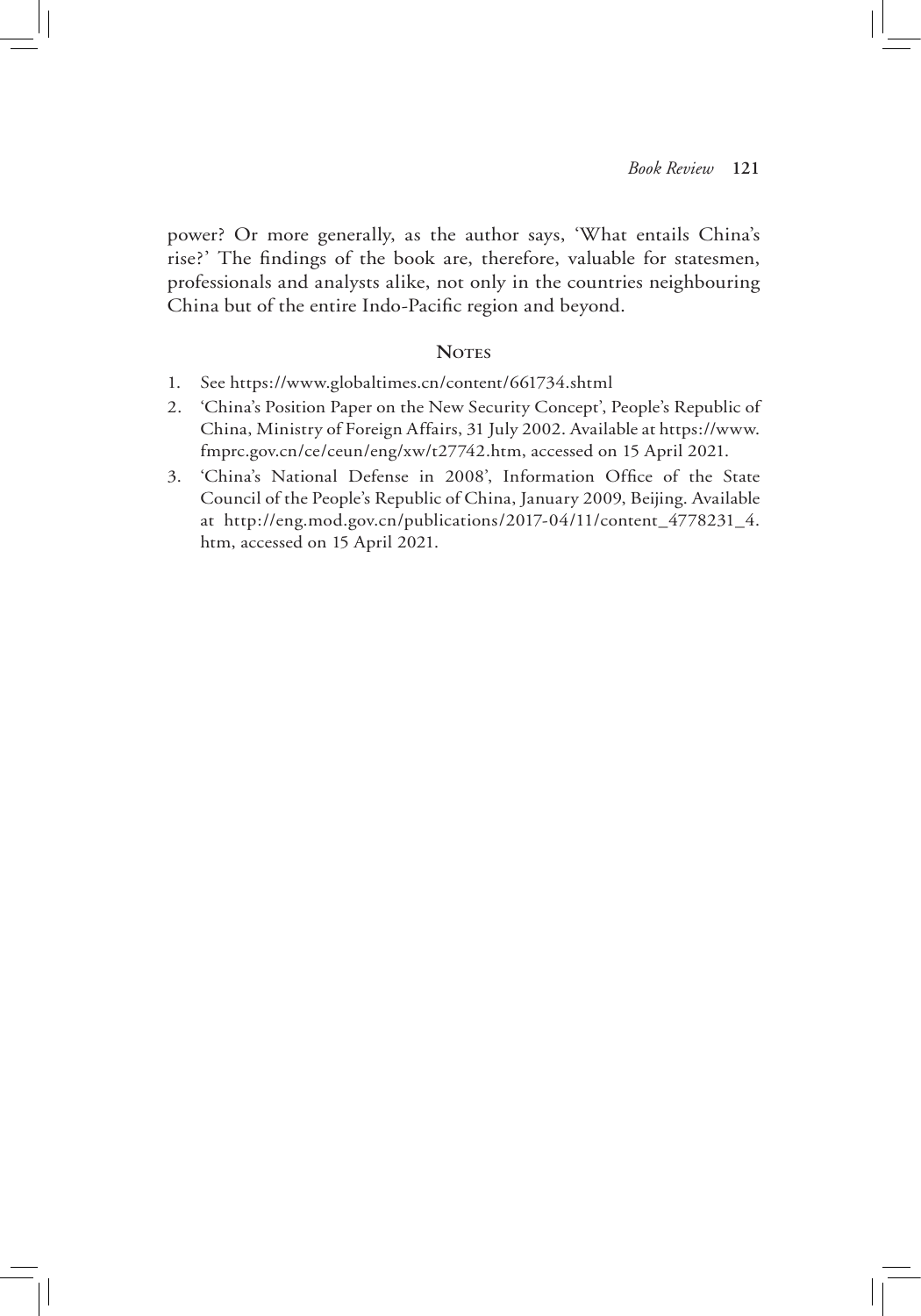power? Or more generally, as the author says, 'What entails China's rise?' The findings of the book are, therefore, valuable for statesmen, professionals and analysts alike, not only in the countries neighbouring China but of the entire Indo-Pacific region and beyond.

## Notes

1. See https://www.globaltimes.cn/content/661734.shtml
2. 'China's Position Paper on the New Security Concept', People's Republic of China, Ministry of Foreign Affairs, 31 July 2002. Available at https://www.fmprc.gov.cn/ce/ceun/eng/xw/t27742.htm, accessed on 15 April 2021.
3. 'China's National Defense in 2008', Information Office of the State Council of the People's Republic of China, January 2009, Beijing. Available at http://eng.mod.gov.cn/publications/2017-04/11/content_4778231_4.htm, accessed on 15 April 2021.